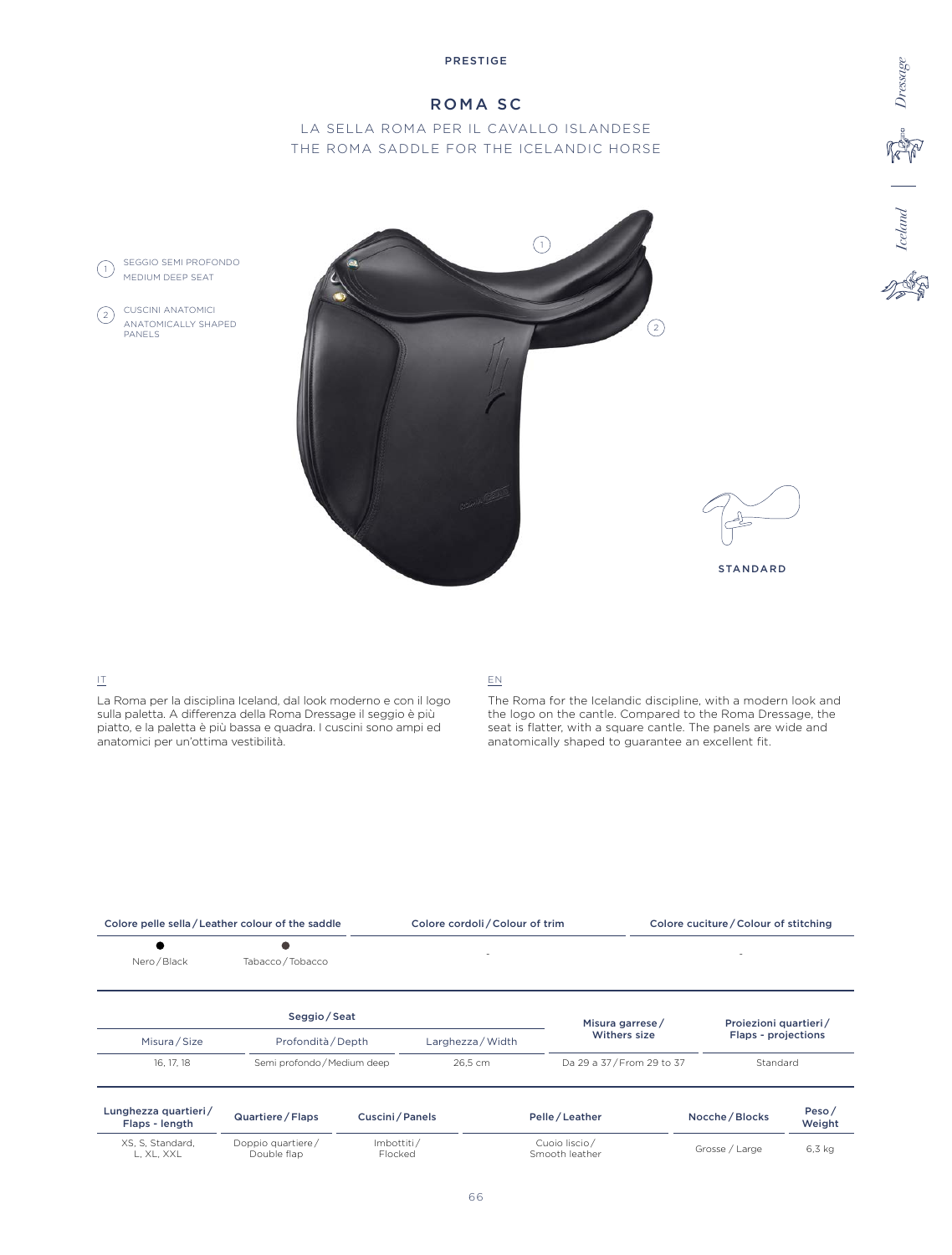PRESTIGE

# ROMA SC

## LA SELLA ROMA PER IL CAVALLO ISLANDESE
## THE ROMA SADDLE FOR THE ICELANDIC HORSE

1. SEGGIO SEMI PROFONDO
   MEDIUM DEEP SEAT
2. CUSCINI ANATOMICI
   ANATOMICALLY SHAPED PANELS

STANDARD

IT

La Roma per la disciplina Iceland, dal look moderno e con il logo sulla paletta. A differenza della Roma Dressage il seggio è più piatto, e la paletta è più bassa e quadra. I cuscini sono ampi ed anatomici per un'ottima vestibilità.

EN

The Roma for the Icelandic discipline, with a modern look and the logo on the cantle. Compared to the Roma Dressage, the seat is flatter, with a square cantle. The panels are wide and anatomically shaped to guarantee an excellent fit.

| Colore pelle sella / Leather colour of the saddle | | Colore cordoli / Colour of trim | Colore cuciture / Colour of stitching |
|---|---|---|---|
| ● Nero / Black | ● Tabacco / Tobacco | - | - |

| Seggio / Seat | | | Misura garrese / Withers size | Proiezioni quartieri / Flaps - projections |
|---|---|---|---|---|
| Misura / Size | Profondità / Depth | Larghezza / Width | | |
| 16, 17, 18 | Semi profondo / Medium deep | 26,5 cm | Da 29 a 37 / From 29 to 37 | Standard |

| Lunghezza quartieri / Flaps - length | Quartiere / Flaps | Cuscini / Panels | Pelle / Leather | Nocche / Blocks | Peso / Weight |
|---|---|---|---|---|---|
| XS, S, Standard, L, XL, XXL | Doppio quartiere / Double flap | Imbottiti / Flocked | Cuoio liscio / Smooth leather | Grosse / Large | 6,3 kg |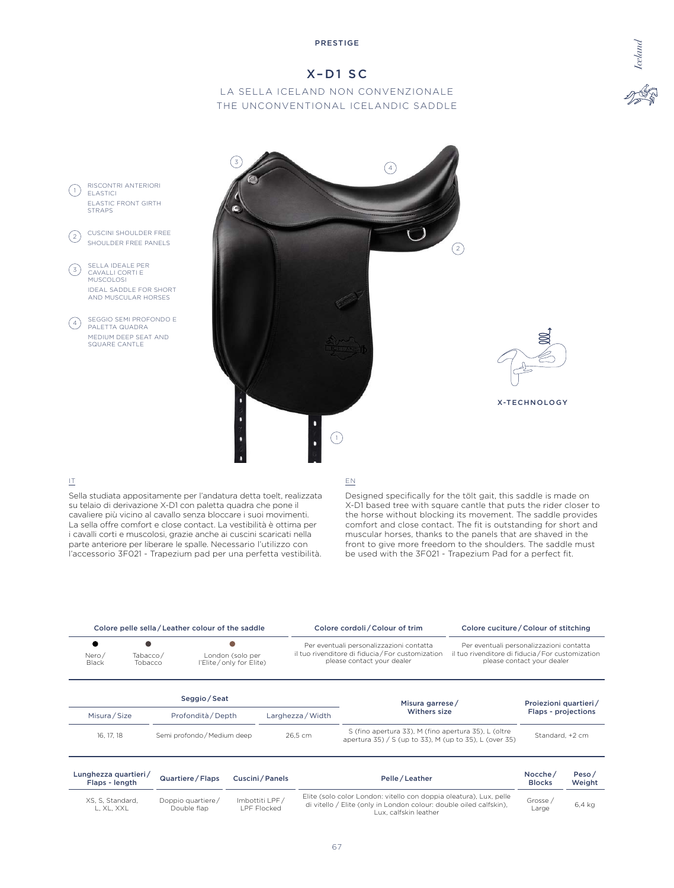PRESTIGE

# X–D1 SC

## LA SELLA ICELAND NON CONVENZIONALE
## THE UNCONVENTIONAL ICELANDIC SADDLE

1. RISCONTRI ANTERIORI ELASTICI
   ELASTIC FRONT GIRTH STRAPS
2. CUSCINI SHOULDER FREE
   SHOULDER FREE PANELS
3. SELLA IDEALE PER CAVALLI CORTI E MUSCOLOSI
   IDEAL SADDLE FOR SHORT AND MUSCULAR HORSES
4. SEGGIO SEMI PROFONDO E PALETTA QUADRA
   MEDIUM DEEP SEAT AND SQUARE CANTLE

X-TECHNOLOGY

IT

Sella studiata appositamente per l'andatura detta toelt, realizzata su telaio di derivazione X-D1 con paletta quadra che pone il cavaliere più vicino al cavallo senza bloccare i suoi movimenti. La sella offre comfort e close contact. La vestibilità è ottima per i cavalli corti e muscolosi, grazie anche ai cuscini scaricati nella parte anteriore per liberare le spalle. Necessario l'utilizzo con l'accessorio 3F021 - Trapezium pad per una perfetta vestibilità.

EN

Designed specifically for the tölt gait, this saddle is made on X-D1 based tree with square cantle that puts the rider closer to the horse without blocking its movement. The saddle provides comfort and close contact. The fit is outstanding for short and muscular horses, thanks to the panels that are shaved in the front to give more freedom to the shoulders. The saddle must be used with the 3F021 - Trapezium Pad for a perfect fit.

| Colore pelle sella / Leather colour of the saddle | | | Colore cordoli / Colour of trim | Colore cuciture / Colour of stitching |
|---|---|---|---|---|
| Nero / Black | Tabacco / Tobacco | London (solo per l'Elite / only for Elite) | Per eventuali personalizzazioni contatta il tuo rivenditore di fiducia / For customization please contact your dealer | Per eventuali personalizzazioni contatta il tuo rivenditore di fiducia / For customization please contact your dealer |

| Seggio / Seat | | | Misura garrese / Withers size | Proiezioni quartieri / Flaps - projections |
|---|---|---|---|---|
| Misura / Size | Profondità / Depth | Larghezza / Width | | |
| 16, 17, 18 | Semi profondo / Medium deep | 26,5 cm | S (fino apertura 33), M (fino apertura 35), L (oltre apertura 35) / S (up to 33), M (up to 35), L (over 35) | Standard, +2 cm |

| Lunghezza quartieri / Flaps - length | Quartiere / Flaps | Cuscini / Panels | Pelle / Leather | Nocche / Blocks | Peso / Weight |
|---|---|---|---|---|---|
| XS, S, Standard, L, XL, XXL | Doppio quartiere / Double flap | Imbottiti LPF / LPF Flocked | Elite (solo color London: vitello con doppia oleatura), Lux, pelle di vitello / Elite (only in London colour: double oiled calfskin), Lux, calfskin leather | Grosse / Large | 6,4 kg |